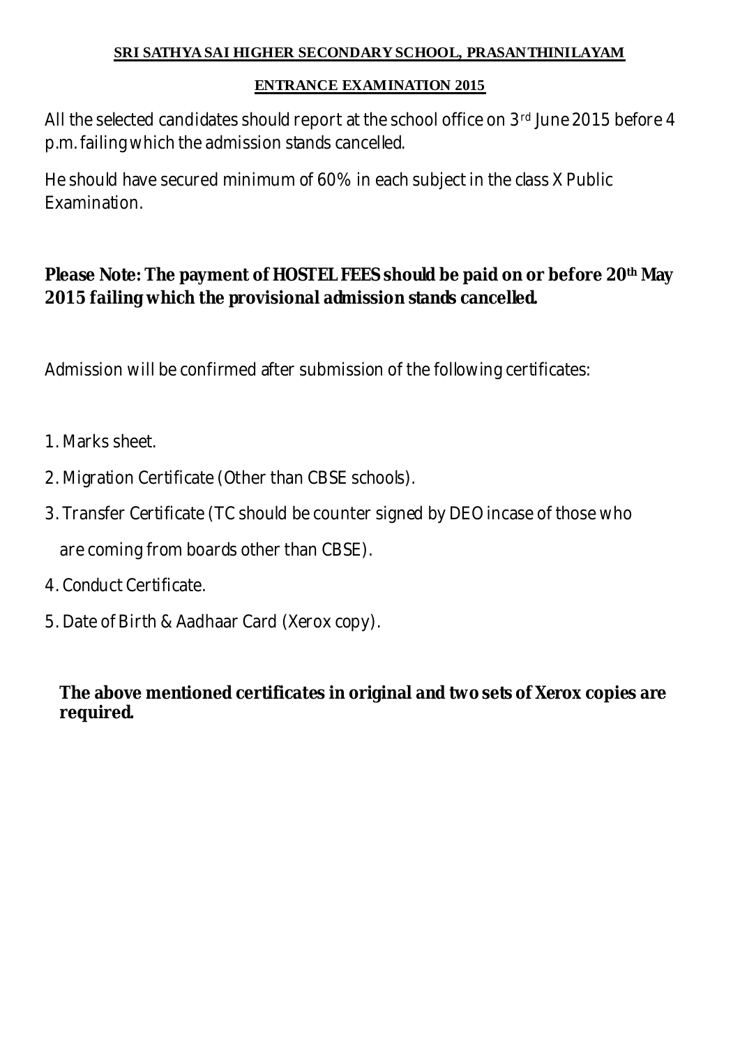**SRI SATHYA SAI HIGHER SECONDARY SCHOOL, PRASANTHINILAYAM**

**ENTRANCE EXAMINATION 2015**

All the selected candidates should report at the school office on 3rd June 2015 before 4 p.m. failing which the admission stands cancelled.

He should have secured minimum of 60% in each subject in the class X Public Examination.

**Please Note: The payment of HOSTEL FEES should be paid on or before 20th May 2015 failing which the provisional admission stands cancelled.**

Admission will be confirmed after submission of the following certificates:

1. Marks sheet.
2. Migration Certificate (Other than CBSE schools).
3. Transfer Certificate (TC should be counter signed by DEO incase of those who are coming from boards other than CBSE).
4. Conduct Certificate.
5. Date of Birth & Aadhaar Card (Xerox copy).

**The above mentioned certificates in original and two sets of Xerox copies are required.**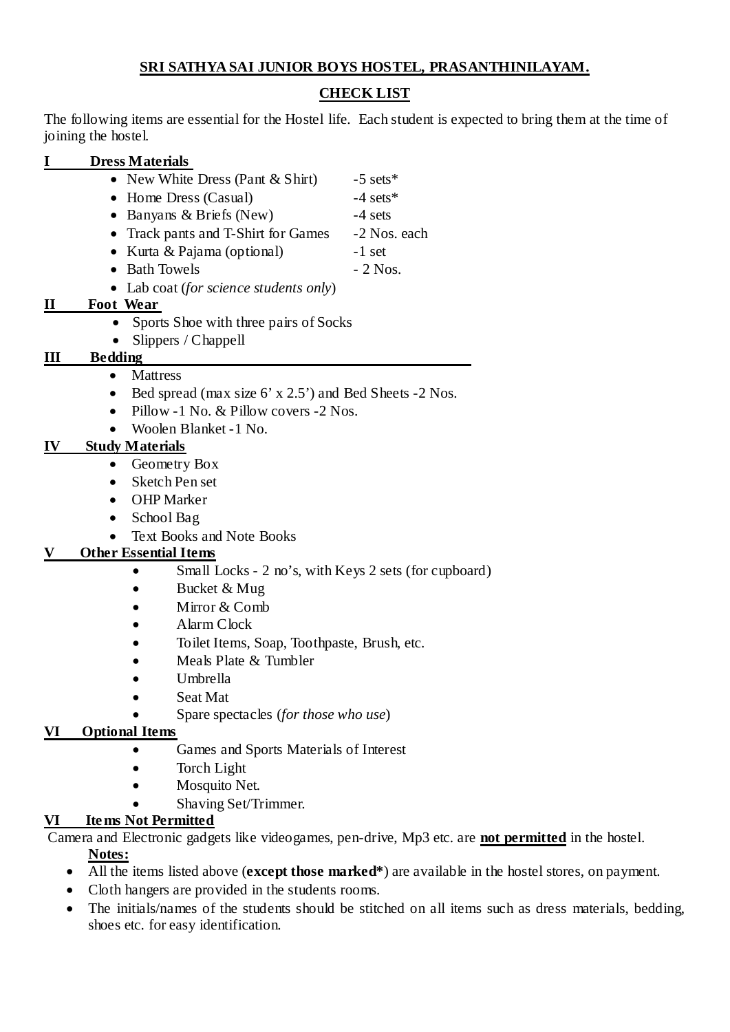**SRI SATHYA SAI JUNIOR BOYS HOSTEL, PRASANTHINILAYAM.**

**CHECK LIST**

The following items are essential for the Hostel life. Each student is expected to bring them at the time of joining the hostel.

**I Dress Materials**

- New White Dress (Pant & Shirt) -5 sets*
- Home Dress (Casual) -4 sets*
- Banyans & Briefs (New) -4 sets
- Track pants and T-Shirt for Games -2 Nos. each
- Kurta & Pajama (optional) -1 set
- Bath Towels - 2 Nos.
- Lab coat (*for science students only*)

**II Foot Wear**

- Sports Shoe with three pairs of Socks
- Slippers / Chappell

**III Bedding**

- Mattress
- Bed spread (max size 6' x 2.5') and Bed Sheets -2 Nos.
- Pillow -1 No. & Pillow covers -2 Nos.
- Woolen Blanket -1 No.

**IV Study Materials**

- Geometry Box
- Sketch Pen set
- OHP Marker
- School Bag
- Text Books and Note Books

**V Other Essential Items**

- Small Locks - 2 no's, with Keys 2 sets (for cupboard)
- Bucket & Mug
- Mirror & Comb
- Alarm Clock
- Toilet Items, Soap, Toothpaste, Brush, etc.
- Meals Plate & Tumbler
- Umbrella
- Seat Mat
- Spare spectacles (*for those who use*)

**VI Optional Items**

- Games and Sports Materials of Interest
- Torch Light
- Mosquito Net.
- Shaving Set/Trimmer.

**VI Items Not Permitted**

Camera and Electronic gadgets like videogames, pen-drive, Mp3 etc. are **not permitted** in the hostel.

**Notes:**

- All the items listed above (**except those marked***) are available in the hostel stores, on payment.
- Cloth hangers are provided in the students rooms.
- The initials/names of the students should be stitched on all items such as dress materials, bedding, shoes etc. for easy identification.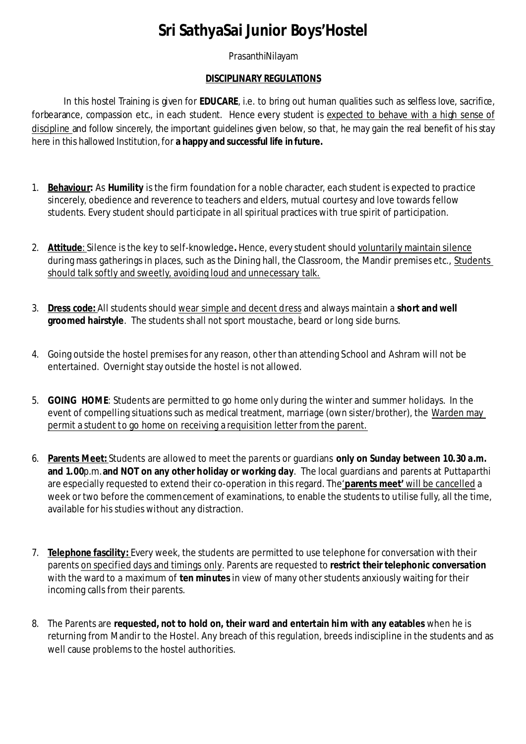# Sri SathyaSai Junior Boys'Hostel

PrasanthiNilayam

**DISCIPLINARY REGULATIONS**

In this hostel Training is given for **EDUCARE**, i.e. to bring out human qualities such as selfless love, sacrifice, forbearance, compassion etc., in each student. Hence every student is expected to behave with a high sense of discipline and follow sincerely, the important guidelines given below, so that, he may gain the real benefit of his stay here in this hallowed Institution, for **a happy and successful life in future.**

1. **Behaviour:** As **Humility** is the firm foundation for a noble character, each student is expected to practice sincerely, obedience and reverence to teachers and elders, mutual courtesy and love towards fellow students. Every student should participate in all spiritual practices with true spirit of participation.

2. **Attitude**: Silence is the key to self-knowledge**.** Hence, every student should voluntarily maintain silence during mass gatherings in places, such as the Dining hall, the Classroom, the Mandir premises etc., Students should talk softly and sweetly, avoiding loud and unnecessary talk.

3. **Dress code:** All students should wear simple and decent dress and always maintain a **short and well groomed hairstyle**. The students shall not sport moustache, beard or long side burns.

4. Going outside the hostel premises for any reason, other than attending School and Ashram will not be entertained. Overnight stay outside the hostel is not allowed.

5. **GOING HOME**: Students are permitted to go home only during the winter and summer holidays. In the event of compelling situations such as medical treatment, marriage (own sister/brother), the Warden may permit a student to go home on receiving a requisition letter from the parent.

6. **Parents Meet:** Students are allowed to meet the parents or guardians **only on Sunday between 10.30 a.m. and 1.00**p.m.**and NOT on any other holiday or working day**. The local guardians and parents at Puttaparthi are especially requested to extend their co-operation in this regard. The**'parents meet'** will be cancelled a week or two before the commencement of examinations, to enable the students to utilise fully, all the time, available for his studies without any distraction.

7. **Telephone fascility:** Every week, the students are permitted to use telephone for conversation with their parents on specified days and timings only. Parents are requested to **restrict their telephonic conversation** with the ward to a maximum of **ten minutes** in view of many other students anxiously waiting for their incoming calls from their parents.

8. The Parents are **requested, not to hold on, their ward and entertain him with any eatables** when he is returning from Mandir to the Hostel. Any breach of this regulation, breeds indiscipline in the students and as well cause problems to the hostel authorities.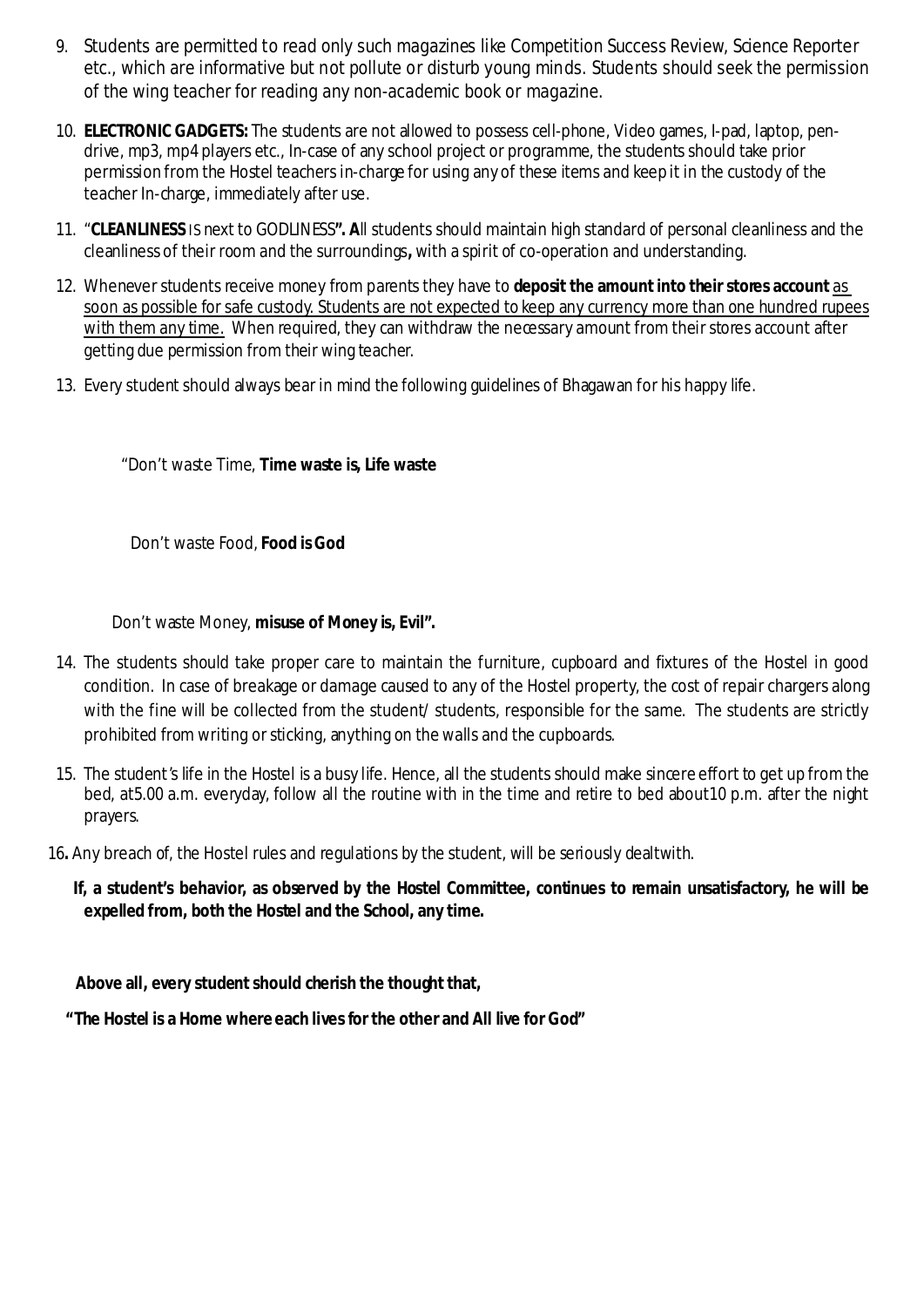9. Students are permitted to read only such magazines like Competition Success Review, Science Reporter etc., which are informative but not pollute or disturb young minds. Students should seek the permission of the wing teacher for reading any non-academic book or magazine.

10. **ELECTRONIC GADGETS:** The students are not allowed to possess cell-phone, Video games, I-pad, laptop, pen-drive, mp3, mp4 players etc., In-case of any school project or programme, the students should take prior permission from the Hostel teachers in-charge for using any of these items and keep it in the custody of the teacher In-charge, immediately after use.

11. "**CLEANLINESS** IS next to GODLINESS**". A**ll students should maintain high standard of personal cleanliness and the cleanliness of their room and the surroundings**,** with a spirit of co-operation and understanding.

12. Whenever students receive money from parents they have to **deposit the amount into their stores account** as soon as possible for safe custody. Students are not expected to keep any currency more than one hundred rupees with them any time. When required, they can withdraw the necessary amount from their stores account after getting due permission from their wing teacher.

13. Every student should always bear in mind the following guidelines of Bhagawan for his happy life.

    "Don't waste Time, **Time waste is, Life waste**

    Don't waste Food, **Food is God**

    Don't waste Money, **misuse of Money is, Evil".**

14. The students should take proper care to maintain the furniture, cupboard and fixtures of the Hostel in good condition. In case of breakage or damage caused to any of the Hostel property, the cost of repair chargers along with the fine will be collected from the student/ students, responsible for the same. The students are strictly prohibited from writing or sticking, anything on the walls and the cupboards.

15. The student's life in the Hostel is a busy life. Hence, all the students should make sincere effort to get up from the bed, at5.00 a.m. everyday, follow all the routine with in the time and retire to bed about10 p.m. after the night prayers.

16**.** Any breach of, the Hostel rules and regulations by the student, will be seriously dealtwith.

**If, a student's behavior, as observed by the Hostel Committee, continues to remain unsatisfactory, he will be expelled from, both the Hostel and the School, any time.**

**Above all, every student should cherish the thought that,**

**"The Hostel is a Home where each lives for the other and All live for God"**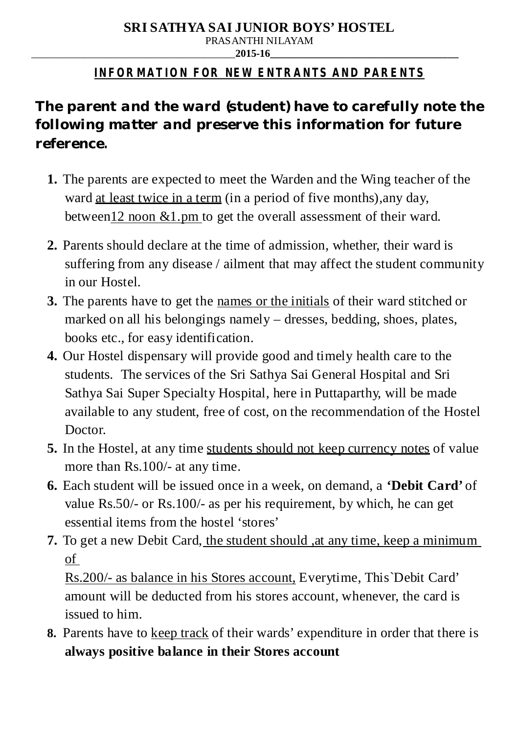# SRI SATHYA SAI JUNIOR BOYS' HOSTEL

PRASANTHI NILAYAM

**2015-16**

## INFORMATION FOR NEW ENTRANTS AND PARENTS

**The parent and the ward (student) have to carefully note the following matter and preserve this information for future reference.**

1. The parents are expected to meet the Warden and the Wing teacher of the ward at least twice in a term (in a period of five months),any day, between12 noon &1.pm to get the overall assessment of their ward.
2. Parents should declare at the time of admission, whether, their ward is suffering from any disease / ailment that may affect the student community in our Hostel.
3. The parents have to get the names or the initials of their ward stitched or marked on all his belongings namely – dresses, bedding, shoes, plates, books etc., for easy identification.
4. Our Hostel dispensary will provide good and timely health care to the students. The services of the Sri Sathya Sai General Hospital and Sri Sathya Sai Super Specialty Hospital, here in Puttaparthy, will be made available to any student, free of cost, on the recommendation of the Hostel Doctor.
5. In the Hostel, at any time students should not keep currency notes of value more than Rs.100/- at any time.
6. Each student will be issued once in a week, on demand, a **'Debit Card'** of value Rs.50/- or Rs.100/- as per his requirement, by which, he can get essential items from the hostel 'stores'
7. To get a new Debit Card, the student should ,at any time, keep a minimum of Rs.200/- as balance in his Stores account, Everytime, This`Debit Card' amount will be deducted from his stores account, whenever, the card is issued to him.
8. Parents have to keep track of their wards' expenditure in order that there is **always positive balance in their Stores account**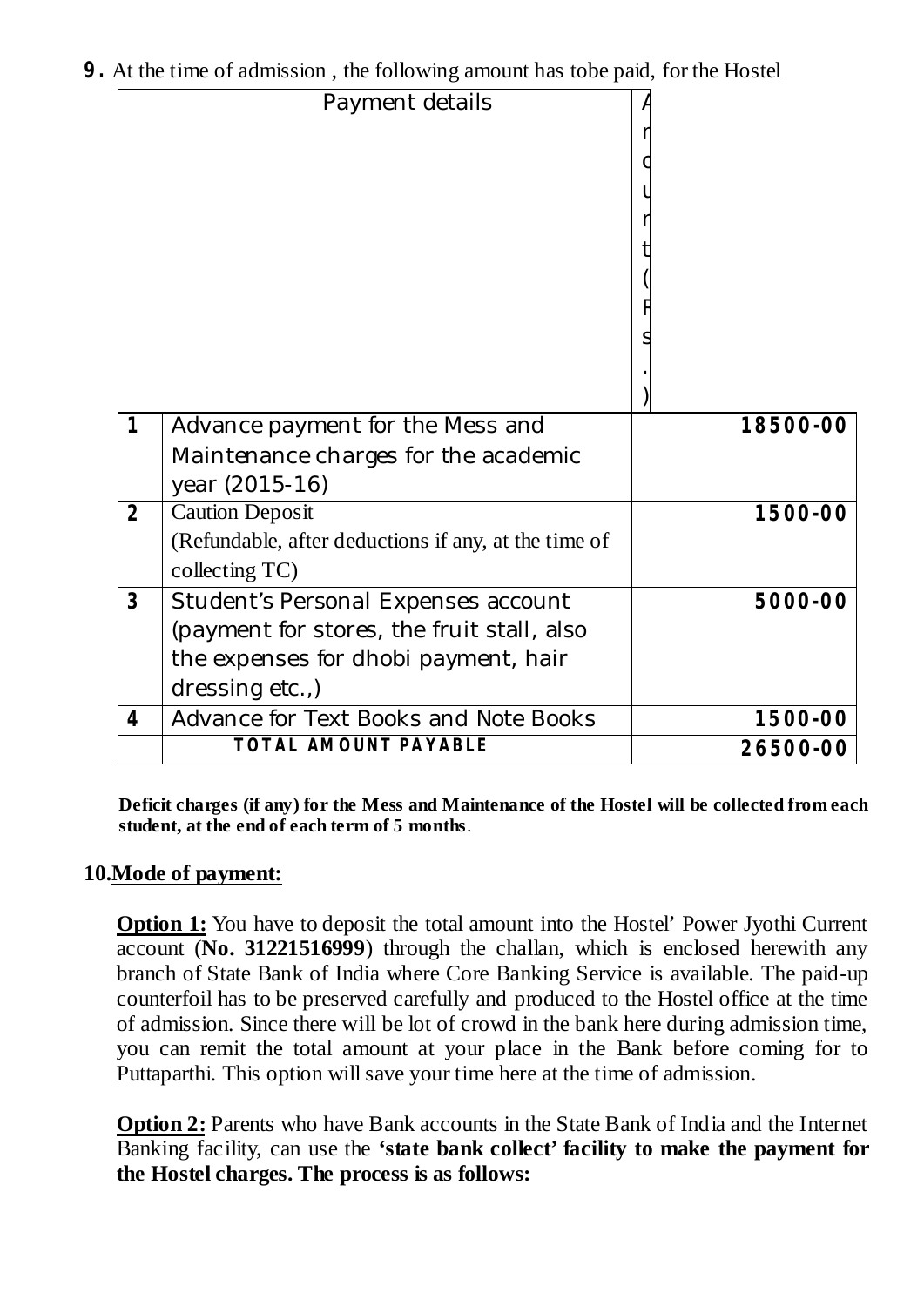**9.** At the time of admission , the following amount has tobe paid, for the Hostel

| | Payment details | Amount (Rs.) |
|---|---|---|
| **1** | Advance payment for the Mess and Maintenance charges for the academic year (2015-16) | **18500-00** |
| **2** | Caution Deposit (Refundable, after deductions if any, at the time of collecting TC) | **1500-00** |
| **3** | Student's Personal Expenses account (payment for stores, the fruit stall, also the expenses for dhobi payment, hair dressing etc.,) | **5000-00** |
| **4** | Advance for Text Books and Note Books | **1500-00** |
| | **TOTAL AMOUNT PAYABLE** | **26500-00** |

**Deficit charges (if any) for the Mess and Maintenance of the Hostel will be collected from each student, at the end of each term of 5 months**.

**10. Mode of payment:**

**Option 1:** You have to deposit the total amount into the Hostel' Power Jyothi Current account (**No. 31221516999**) through the challan, which is enclosed herewith any branch of State Bank of India where Core Banking Service is available. The paid-up counterfoil has to be preserved carefully and produced to the Hostel office at the time of admission. Since there will be lot of crowd in the bank here during admission time, you can remit the total amount at your place in the Bank before coming for to Puttaparthi. This option will save your time here at the time of admission.

**Option 2:** Parents who have Bank accounts in the State Bank of India and the Internet Banking facility, can use the **'state bank collect' facility to make the payment for the Hostel charges. The process is as follows:**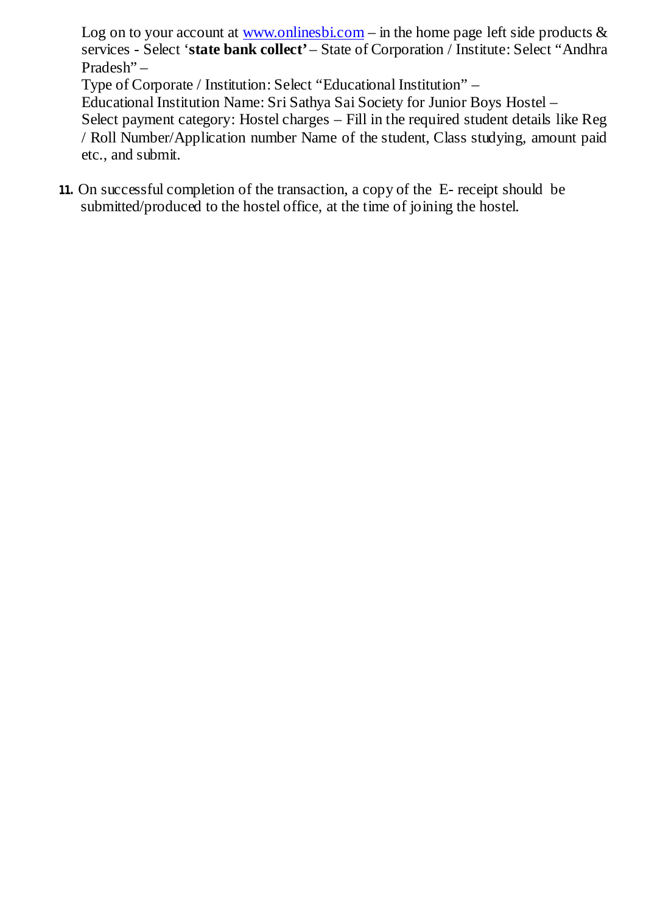Log on to your account at [www.onlinesbi.com](http://www.onlinesbi.com) – in the home page left side products & services - Select '**state bank collect'** – State of Corporation / Institute: Select "Andhra Pradesh" –
Type of Corporate / Institution: Select "Educational Institution" –
Educational Institution Name: Sri Sathya Sai Society for Junior Boys Hostel –
Select payment category: Hostel charges – Fill in the required student details like Reg / Roll Number/Application number Name of the student, Class studying, amount paid etc., and submit.

11. On successful completion of the transaction, a copy of the E- receipt should be submitted/produced to the hostel office, at the time of joining the hostel.